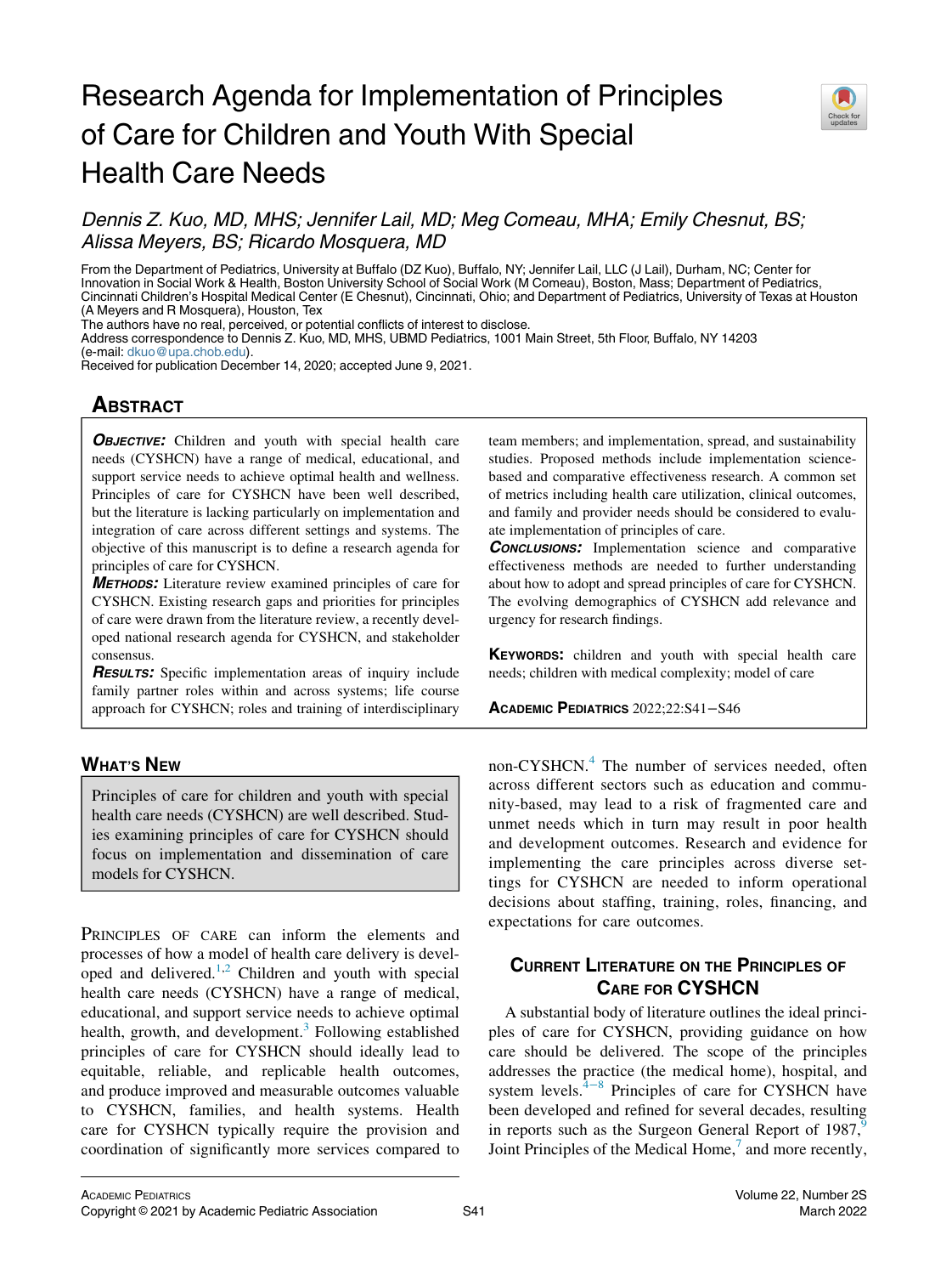# Research Agenda for Implementation of Principles of Care for Children and Youth With Special Health Care Needs

*Dennis Z. Kuo, MD, MHS; Jennifer Lail, MD; Meg Comeau, MHA; Emily Chesnut, BS; Alissa Meyers, BS; Ricardo Mosquera, MD*

From the Department of Pediatrics, University at Buffalo (DZ Kuo), Buffalo, NY; Jennifer Lail, LLC (J Lail), Durham, NC; Center for Innovation in Social Work & Health, Boston University School of Social Work (M Comeau), Boston, Mass; Department of Pediatrics, Cincinnati Children's Hospital Medical Center (E Chesnut), Cincinnati, Ohio; and Department of Pediatrics, University of Texas at Houston (A Meyers and R Mosquera), Houston, Tex

The authors have no real, perceived, or potential conflicts of interest to disclose.

Address correspondence to Dennis Z. Kuo, MD, MHS, UBMD Pediatrics, 1001 Main Street, 5th Floor, Buffalo, NY 14203 (e-mail: dkuo@upa.chob.edu).

Received for publication December 14, 2020; accepted June 9, 2021.

## Abstract

***Objective:*** Children and youth with special health care needs (CYSHCN) have a range of medical, educational, and support service needs to achieve optimal health and wellness. Principles of care for CYSHCN have been well described, but the literature is lacking particularly on implementation and integration of care across different settings and systems. The objective of this manuscript is to define a research agenda for principles of care for CYSHCN.

***Methods:*** Literature review examined principles of care for CYSHCN. Existing research gaps and priorities for principles of care were drawn from the literature review, a recently developed national research agenda for CYSHCN, and stakeholder consensus.

***Results:*** Specific implementation areas of inquiry include family partner roles within and across systems; life course approach for CYSHCN; roles and training of interdisciplinary team members; and implementation, spread, and sustainability studies. Proposed methods include implementation science-based and comparative effectiveness research. A common set of metrics including health care utilization, clinical outcomes, and family and provider needs should be considered to evaluate implementation of principles of care.

***Conclusions:*** Implementation science and comparative effectiveness methods are needed to further understanding about how to adopt and spread principles of care for CYSHCN. The evolving demographics of CYSHCN add relevance and urgency for research findings.

**Keywords:** children and youth with special health care needs; children with medical complexity; model of care

## What's New

Principles of care for children and youth with special health care needs (CYSHCN) are well described. Studies examining principles of care for CYSHCN should focus on implementation and dissemination of care models for CYSHCN.

PRINCIPLES OF CARE can inform the elements and processes of how a model of health care delivery is developed and delivered.[1,2] Children and youth with special health care needs (CYSHCN) have a range of medical, educational, and support service needs to achieve optimal health, growth, and development.[3] Following established principles of care for CYSHCN should ideally lead to equitable, reliable, and replicable health outcomes, and produce improved and measurable outcomes valuable to CYSHCN, families, and health systems. Health care for CYSHCN typically require the provision and coordination of significantly more services compared to non-CYSHCN.[4] The number of services needed, often across different sectors such as education and community-based, may lead to a risk of fragmented care and unmet needs which in turn may result in poor health and development outcomes. Research and evidence for implementing the care principles across diverse settings for CYSHCN are needed to inform operational decisions about staffing, training, roles, financing, and expectations for care outcomes.

## Current Literature on the Principles of Care for CYSHCN

A substantial body of literature outlines the ideal principles of care for CYSHCN, providing guidance on how care should be delivered. The scope of the principles addresses the practice (the medical home), hospital, and system levels.[4–8] Principles of care for CYSHCN have been developed and refined for several decades, resulting in reports such as the Surgeon General Report of 1987,[9] Joint Principles of the Medical Home,[7] and more recently,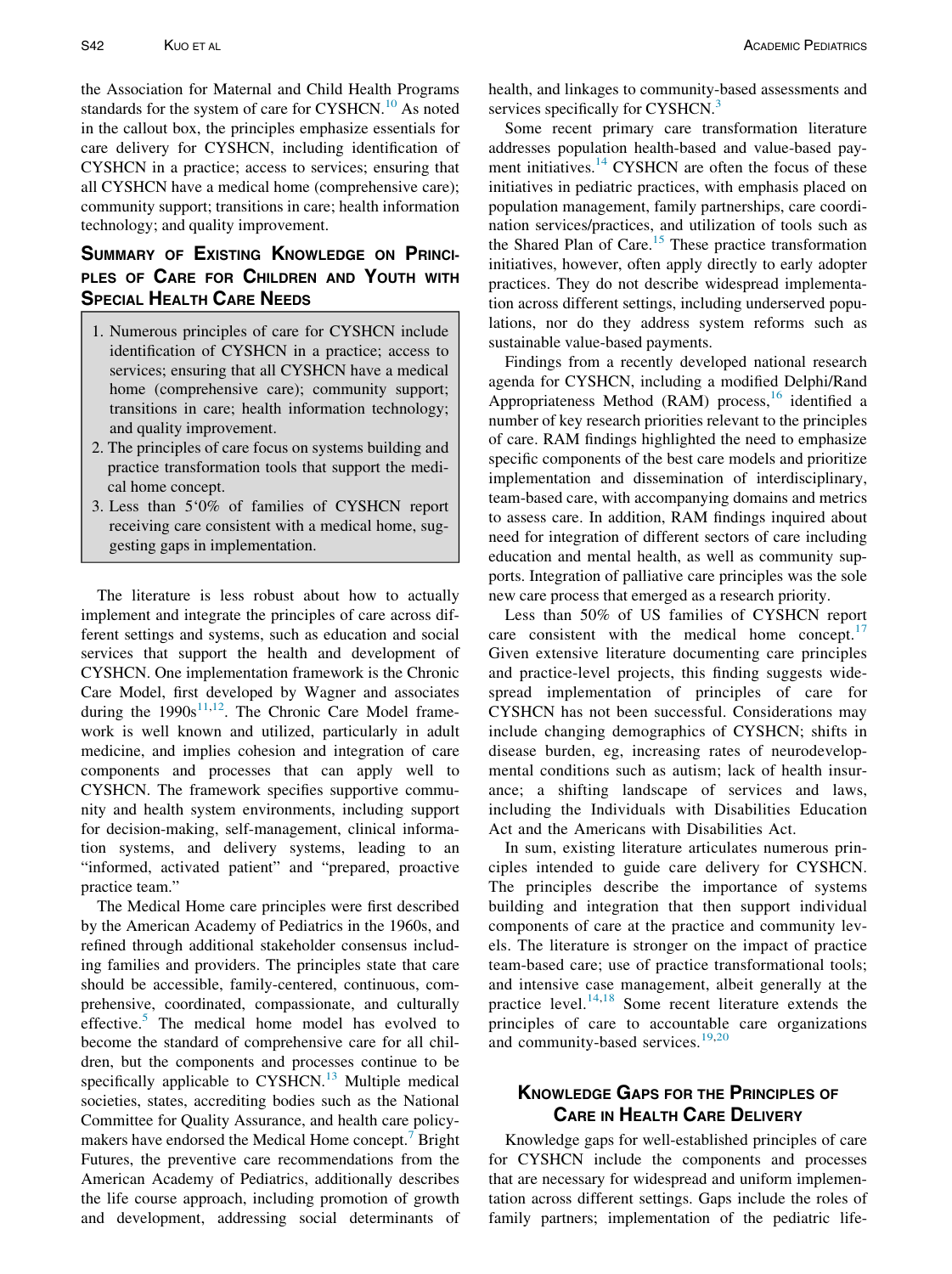the Association for Maternal and Child Health Programs standards for the system of care for CYSHCN.[10] As noted in the callout box, the principles emphasize essentials for care delivery for CYSHCN, including identification of CYSHCN in a practice; access to services; ensuring that all CYSHCN have a medical home (comprehensive care); community support; transitions in care; health information technology; and quality improvement.

## Summary of Existing Knowledge on Principles of Care for Children and Youth with Special Health Care Needs

1. Numerous principles of care for CYSHCN include identification of CYSHCN in a practice; access to services; ensuring that all CYSHCN have a medical home (comprehensive care); community support; transitions in care; health information technology; and quality improvement.
2. The principles of care focus on systems building and practice transformation tools that support the medical home concept.
3. Less than 5‘0% of families of CYSHCN report receiving care consistent with a medical home, suggesting gaps in implementation.

The literature is less robust about how to actually implement and integrate the principles of care across different settings and systems, such as education and social services that support the health and development of CYSHCN. One implementation framework is the Chronic Care Model, first developed by Wagner and associates during the 1990s[11,12]. The Chronic Care Model framework is well known and utilized, particularly in adult medicine, and implies cohesion and integration of care components and processes that can apply well to CYSHCN. The framework specifies supportive community and health system environments, including support for decision-making, self-management, clinical information systems, and delivery systems, leading to an "informed, activated patient" and "prepared, proactive practice team."

The Medical Home care principles were first described by the American Academy of Pediatrics in the 1960s, and refined through additional stakeholder consensus including families and providers. The principles state that care should be accessible, family-centered, continuous, comprehensive, coordinated, compassionate, and culturally effective.[5] The medical home model has evolved to become the standard of comprehensive care for all children, but the components and processes continue to be specifically applicable to CYSHCN.[13] Multiple medical societies, states, accrediting bodies such as the National Committee for Quality Assurance, and health care policymakers have endorsed the Medical Home concept.[7] Bright Futures, the preventive care recommendations from the American Academy of Pediatrics, additionally describes the life course approach, including promotion of growth and development, addressing social determinants of health, and linkages to community-based assessments and services specifically for CYSHCN.[3]

Some recent primary care transformation literature addresses population health-based and value-based payment initiatives.[14] CYSHCN are often the focus of these initiatives in pediatric practices, with emphasis placed on population management, family partnerships, care coordination services/practices, and utilization of tools such as the Shared Plan of Care.[15] These practice transformation initiatives, however, often apply directly to early adopter practices. They do not describe widespread implementation across different settings, including underserved populations, nor do they address system reforms such as sustainable value-based payments.

Findings from a recently developed national research agenda for CYSHCN, including a modified Delphi/Rand Appropriateness Method (RAM) process,[16] identified a number of key research priorities relevant to the principles of care. RAM findings highlighted the need to emphasize specific components of the best care models and prioritize implementation and dissemination of interdisciplinary, team-based care, with accompanying domains and metrics to assess care. In addition, RAM findings inquired about need for integration of different sectors of care including education and mental health, as well as community supports. Integration of palliative care principles was the sole new care process that emerged as a research priority.

Less than 50% of US families of CYSHCN report care consistent with the medical home concept.[17] Given extensive literature documenting care principles and practice-level projects, this finding suggests widespread implementation of principles of care for CYSHCN has not been successful. Considerations may include changing demographics of CYSHCN; shifts in disease burden, eg, increasing rates of neurodevelopmental conditions such as autism; lack of health insurance; a shifting landscape of services and laws, including the Individuals with Disabilities Education Act and the Americans with Disabilities Act.

In sum, existing literature articulates numerous principles intended to guide care delivery for CYSHCN. The principles describe the importance of systems building and integration that then support individual components of care at the practice and community levels. The literature is stronger on the impact of practice team-based care; use of practice transformational tools; and intensive case management, albeit generally at the practice level.[14,18] Some recent literature extends the principles of care to accountable care organizations and community-based services.[19,20]

## Knowledge Gaps for the Principles of Care in Health Care Delivery

Knowledge gaps for well-established principles of care for CYSHCN include the components and processes that are necessary for widespread and uniform implementation across different settings. Gaps include the roles of family partners; implementation of the pediatric life-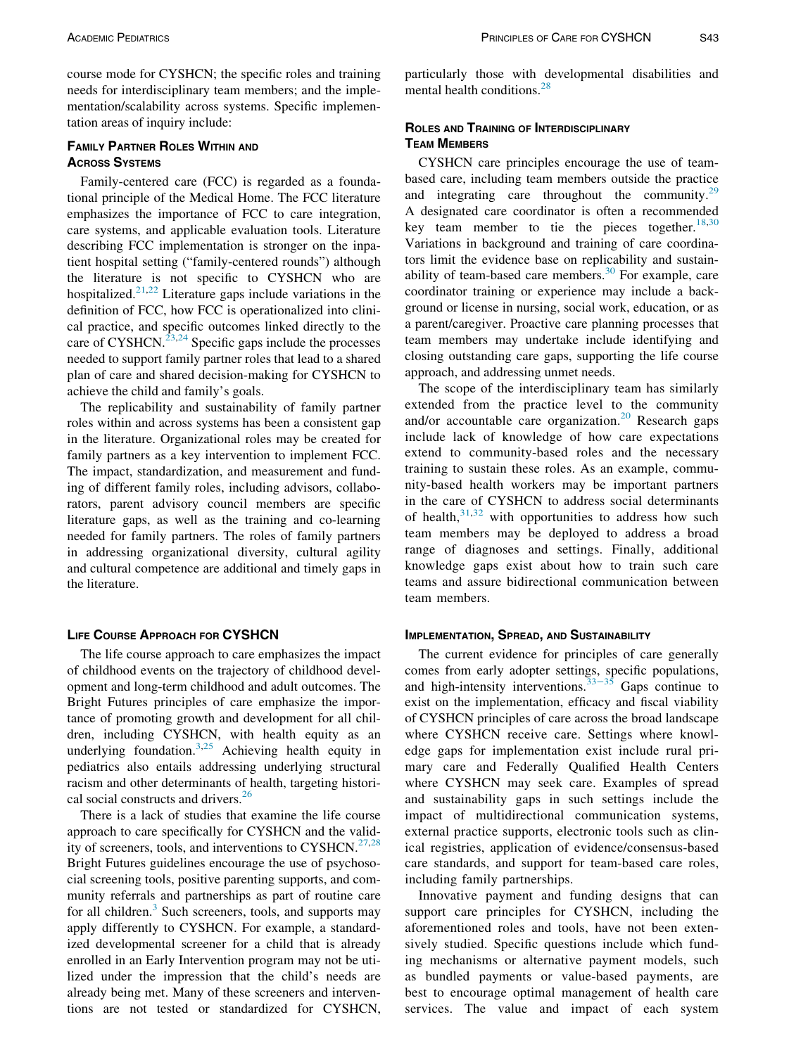course mode for CYSHCN; the specific roles and training needs for interdisciplinary team members; and the implementation/scalability across systems. Specific implementation areas of inquiry include:

## Family Partner Roles Within and Across Systems

Family-centered care (FCC) is regarded as a foundational principle of the Medical Home. The FCC literature emphasizes the importance of FCC to care integration, care systems, and applicable evaluation tools. Literature describing FCC implementation is stronger on the inpatient hospital setting ("family-centered rounds") although the literature is not specific to CYSHCN who are hospitalized.[21,22] Literature gaps include variations in the definition of FCC, how FCC is operationalized into clinical practice, and specific outcomes linked directly to the care of CYSHCN.[23,24] Specific gaps include the processes needed to support family partner roles that lead to a shared plan of care and shared decision-making for CYSHCN to achieve the child and family's goals.

The replicability and sustainability of family partner roles within and across systems has been a consistent gap in the literature. Organizational roles may be created for family partners as a key intervention to implement FCC. The impact, standardization, and measurement and funding of different family roles, including advisors, collaborators, parent advisory council members are specific literature gaps, as well as the training and co-learning needed for family partners. The roles of family partners in addressing organizational diversity, cultural agility and cultural competence are additional and timely gaps in the literature.

## Life Course Approach for CYSHCN

The life course approach to care emphasizes the impact of childhood events on the trajectory of childhood development and long-term childhood and adult outcomes. The Bright Futures principles of care emphasize the importance of promoting growth and development for all children, including CYSHCN, with health equity as an underlying foundation.[3,25] Achieving health equity in pediatrics also entails addressing underlying structural racism and other determinants of health, targeting historical social constructs and drivers.[26]

There is a lack of studies that examine the life course approach to care specifically for CYSHCN and the validity of screeners, tools, and interventions to CYSHCN.[27,28] Bright Futures guidelines encourage the use of psychosocial screening tools, positive parenting supports, and community referrals and partnerships as part of routine care for all children.[3] Such screeners, tools, and supports may apply differently to CYSHCN. For example, a standardized developmental screener for a child that is already enrolled in an Early Intervention program may not be utilized under the impression that the child's needs are already being met. Many of these screeners and interventions are not tested or standardized for CYSHCN, particularly those with developmental disabilities and mental health conditions.[28]

## Roles and Training of Interdisciplinary Team Members

CYSHCN care principles encourage the use of team-based care, including team members outside the practice and integrating care throughout the community.[29] A designated care coordinator is often a recommended key team member to tie the pieces together.[18,30] Variations in background and training of care coordinators limit the evidence base on replicability and sustainability of team-based care members.[30] For example, care coordinator training or experience may include a background or license in nursing, social work, education, or as a parent/caregiver. Proactive care planning processes that team members may undertake include identifying and closing outstanding care gaps, supporting the life course approach, and addressing unmet needs.

The scope of the interdisciplinary team has similarly extended from the practice level to the community and/or accountable care organization.[20] Research gaps include lack of knowledge of how care expectations extend to community-based roles and the necessary training to sustain these roles. As an example, community-based health workers may be important partners in the care of CYSHCN to address social determinants of health,[31,32] with opportunities to address how such team members may be deployed to address a broad range of diagnoses and settings. Finally, additional knowledge gaps exist about how to train such care teams and assure bidirectional communication between team members.

## Implementation, Spread, and Sustainability

The current evidence for principles of care generally comes from early adopter settings, specific populations, and high-intensity interventions.[33–35] Gaps continue to exist on the implementation, efficacy and fiscal viability of CYSHCN principles of care across the broad landscape where CYSHCN receive care. Settings where knowledge gaps for implementation exist include rural primary care and Federally Qualified Health Centers where CYSHCN may seek care. Examples of spread and sustainability gaps in such settings include the impact of multidirectional communication systems, external practice supports, electronic tools such as clinical registries, application of evidence/consensus-based care standards, and support for team-based care roles, including family partnerships.

Innovative payment and funding designs that can support care principles for CYSHCN, including the aforementioned roles and tools, have not been extensively studied. Specific questions include which funding mechanisms or alternative payment models, such as bundled payments or value-based payments, are best to encourage optimal management of health care services. The value and impact of each system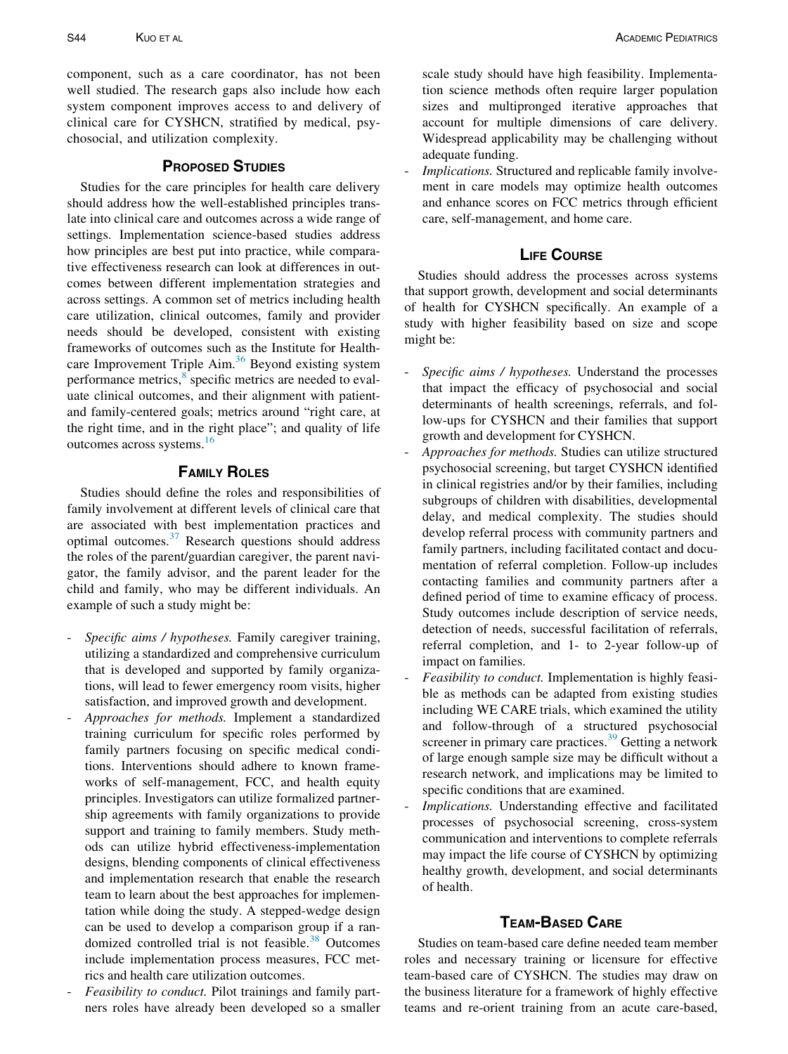component, such as a care coordinator, has not been well studied. The research gaps also include how each system component improves access to and delivery of clinical care for CYSHCN, stratified by medical, psychosocial, and utilization complexity.

## Proposed Studies

Studies for the care principles for health care delivery should address how the well-established principles translate into clinical care and outcomes across a wide range of settings. Implementation science-based studies address how principles are best put into practice, while comparative effectiveness research can look at differences in outcomes between different implementation strategies and across settings. A common set of metrics including health care utilization, clinical outcomes, family and provider needs should be developed, consistent with existing frameworks of outcomes such as the Institute for Healthcare Improvement Triple Aim.[36] Beyond existing system performance metrics,[8] specific metrics are needed to evaluate clinical outcomes, and their alignment with patient- and family-centered goals; metrics around "right care, at the right time, and in the right place"; and quality of life outcomes across systems.[16]

## Family Roles

Studies should define the roles and responsibilities of family involvement at different levels of clinical care that are associated with best implementation practices and optimal outcomes.[37] Research questions should address the roles of the parent/guardian caregiver, the parent navigator, the family advisor, and the parent leader for the child and family, who may be different individuals. An example of such a study might be:

- *Specific aims / hypotheses.* Family caregiver training, utilizing a standardized and comprehensive curriculum that is developed and supported by family organizations, will lead to fewer emergency room visits, higher satisfaction, and improved growth and development.
- *Approaches for methods.* Implement a standardized training curriculum for specific roles performed by family partners focusing on specific medical conditions. Interventions should adhere to known frameworks of self-management, FCC, and health equity principles. Investigators can utilize formalized partnership agreements with family organizations to provide support and training to family members. Study methods can utilize hybrid effectiveness-implementation designs, blending components of clinical effectiveness and implementation research that enable the research team to learn about the best approaches for implementation while doing the study. A stepped-wedge design can be used to develop a comparison group if a randomized controlled trial is not feasible.[38] Outcomes include implementation process measures, FCC metrics and health care utilization outcomes.
- *Feasibility to conduct.* Pilot trainings and family partners roles have already been developed so a smaller scale study should have high feasibility. Implementation science methods often require larger population sizes and multipronged iterative approaches that account for multiple dimensions of care delivery. Widespread applicability may be challenging without adequate funding.
- *Implications.* Structured and replicable family involvement in care models may optimize health outcomes and enhance scores on FCC metrics through efficient care, self-management, and home care.

## Life Course

Studies should address the processes across systems that support growth, development and social determinants of health for CYSHCN specifically. An example of a study with higher feasibility based on size and scope might be:

- *Specific aims / hypotheses.* Understand the processes that impact the efficacy of psychosocial and social determinants of health screenings, referrals, and follow-ups for CYSHCN and their families that support growth and development for CYSHCN.
- *Approaches for methods.* Studies can utilize structured psychosocial screening, but target CYSHCN identified in clinical registries and/or by their families, including subgroups of children with disabilities, developmental delay, and medical complexity. The studies should develop referral process with community partners and family partners, including facilitated contact and documentation of referral completion. Follow-up includes contacting families and community partners after a defined period of time to examine efficacy of process. Study outcomes include description of service needs, detection of needs, successful facilitation of referrals, referral completion, and 1- to 2-year follow-up of impact on families.
- *Feasibility to conduct.* Implementation is highly feasible as methods can be adapted from existing studies including WE CARE trials, which examined the utility and follow-through of a structured psychosocial screener in primary care practices.[39] Getting a network of large enough sample size may be difficult without a research network, and implications may be limited to specific conditions that are examined.
- *Implications.* Understanding effective and facilitated processes of psychosocial screening, cross-system communication and interventions to complete referrals may impact the life course of CYSHCN by optimizing healthy growth, development, and social determinants of health.

## Team-Based Care

Studies on team-based care define needed team member roles and necessary training or licensure for effective team-based care of CYSHCN. The studies may draw on the business literature for a framework of highly effective teams and re-orient training from an acute care-based,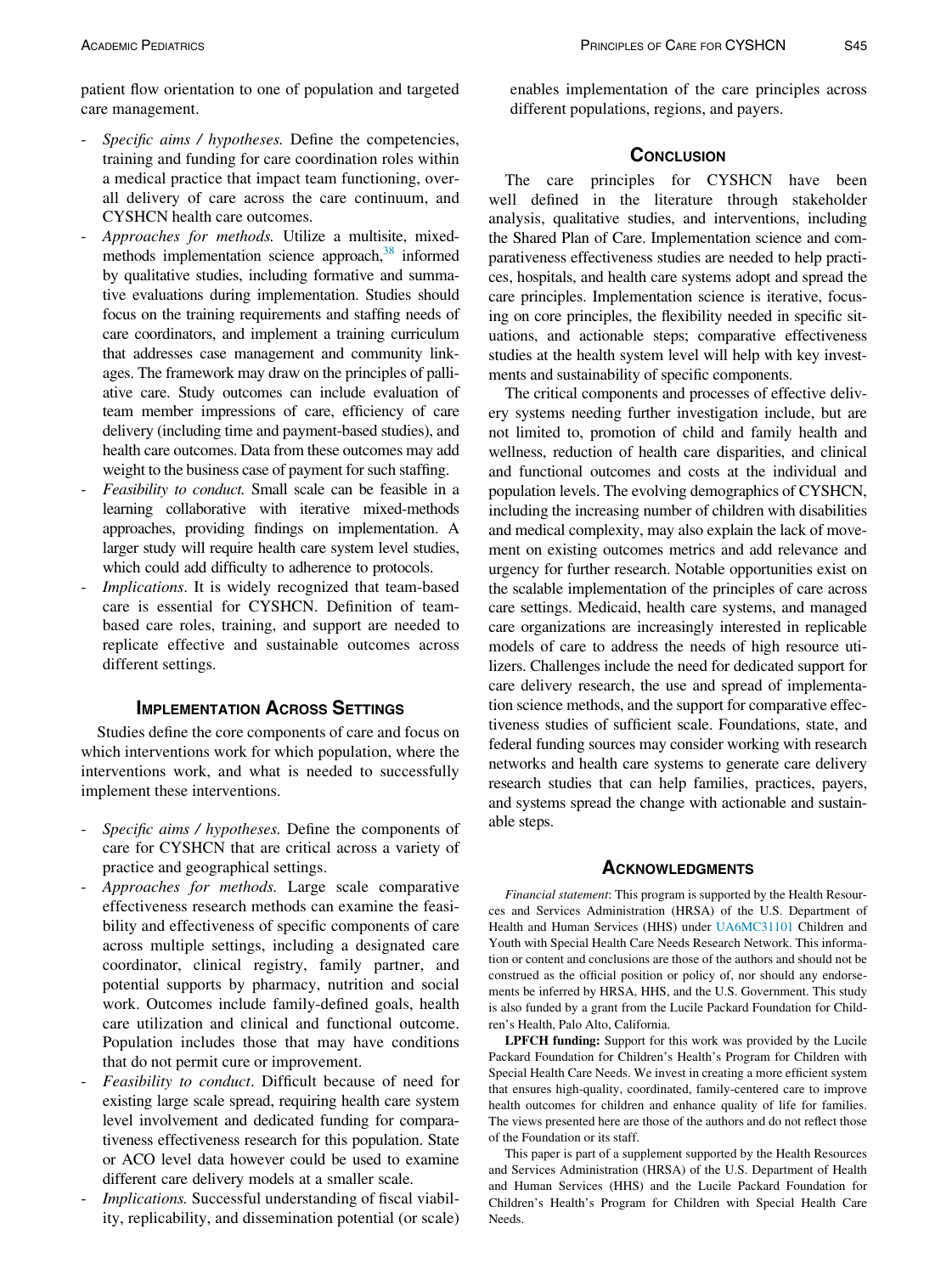patient flow orientation to one of population and targeted care management.

- *Specific aims / hypotheses.* Define the competencies, training and funding for care coordination roles within a medical practice that impact team functioning, overall delivery of care across the care continuum, and CYSHCN health care outcomes.
- *Approaches for methods.* Utilize a multisite, mixed-methods implementation science approach,[38] informed by qualitative studies, including formative and summative evaluations during implementation. Studies should focus on the training requirements and staffing needs of care coordinators, and implement a training curriculum that addresses case management and community linkages. The framework may draw on the principles of palliative care. Study outcomes can include evaluation of team member impressions of care, efficiency of care delivery (including time and payment-based studies), and health care outcomes. Data from these outcomes may add weight to the business case of payment for such staffing.
- *Feasibility to conduct.* Small scale can be feasible in a learning collaborative with iterative mixed-methods approaches, providing findings on implementation. A larger study will require health care system level studies, which could add difficulty to adherence to protocols.
- *Implications*. It is widely recognized that team-based care is essential for CYSHCN. Definition of team-based care roles, training, and support are needed to replicate effective and sustainable outcomes across different settings.

## Implementation Across Settings

Studies define the core components of care and focus on which interventions work for which population, where the interventions work, and what is needed to successfully implement these interventions.

- *Specific aims / hypotheses.* Define the components of care for CYSHCN that are critical across a variety of practice and geographical settings.
- *Approaches for methods.* Large scale comparative effectiveness research methods can examine the feasibility and effectiveness of specific components of care across multiple settings, including a designated care coordinator, clinical registry, family partner, and potential supports by pharmacy, nutrition and social work. Outcomes include family-defined goals, health care utilization and clinical and functional outcome. Population includes those that may have conditions that do not permit cure or improvement.
- *Feasibility to conduct*. Difficult because of need for existing large scale spread, requiring health care system level involvement and dedicated funding for comparativeness effectiveness research for this population. State or ACO level data however could be used to examine different care delivery models at a smaller scale.
- *Implications.* Successful understanding of fiscal viability, replicability, and dissemination potential (or scale) enables implementation of the care principles across different populations, regions, and payers.

## Conclusion

The care principles for CYSHCN have been well defined in the literature through stakeholder analysis, qualitative studies, and interventions, including the Shared Plan of Care. Implementation science and comparativeness effectiveness studies are needed to help practices, hospitals, and health care systems adopt and spread the care principles. Implementation science is iterative, focusing on core principles, the flexibility needed in specific situations, and actionable steps; comparative effectiveness studies at the health system level will help with key investments and sustainability of specific components.

The critical components and processes of effective delivery systems needing further investigation include, but are not limited to, promotion of child and family health and wellness, reduction of health care disparities, and clinical and functional outcomes and costs at the individual and population levels. The evolving demographics of CYSHCN, including the increasing number of children with disabilities and medical complexity, may also explain the lack of movement on existing outcomes metrics and add relevance and urgency for further research. Notable opportunities exist on the scalable implementation of the principles of care across care settings. Medicaid, health care systems, and managed care organizations are increasingly interested in replicable models of care to address the needs of high resource utilizers. Challenges include the need for dedicated support for care delivery research, the use and spread of implementation science methods, and the support for comparative effectiveness studies of sufficient scale. Foundations, state, and federal funding sources may consider working with research networks and health care systems to generate care delivery research studies that can help families, practices, payers, and systems spread the change with actionable and sustainable steps.

## Acknowledgments

*Financial statement*: This program is supported by the Health Resources and Services Administration (HRSA) of the U.S. Department of Health and Human Services (HHS) under UA6MC31101 Children and Youth with Special Health Care Needs Research Network. This information or content and conclusions are those of the authors and should not be construed as the official position or policy of, nor should any endorsements be inferred by HRSA, HHS, and the U.S. Government. This study is also funded by a grant from the Lucile Packard Foundation for Children's Health, Palo Alto, California.

**LPFCH funding:** Support for this work was provided by the Lucile Packard Foundation for Children's Health's Program for Children with Special Health Care Needs. We invest in creating a more efficient system that ensures high-quality, coordinated, family-centered care to improve health outcomes for children and enhance quality of life for families. The views presented here are those of the authors and do not reflect those of the Foundation or its staff.

This paper is part of a supplement supported by the Health Resources and Services Administration (HRSA) of the U.S. Department of Health and Human Services (HHS) and the Lucile Packard Foundation for Children's Health's Program for Children with Special Health Care Needs.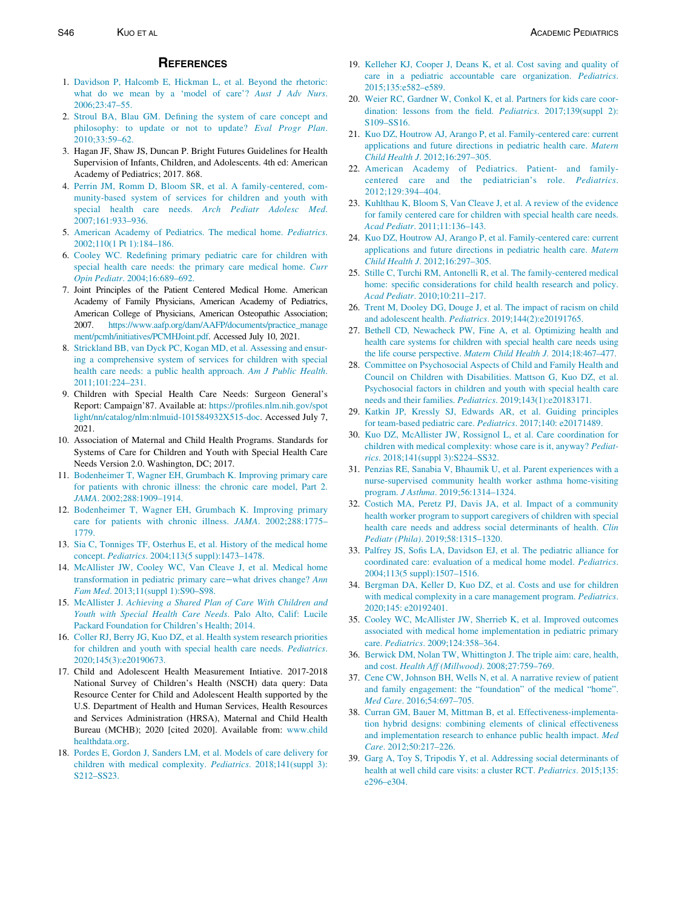## References

1. Davidson P, Halcomb E, Hickman L, et al. Beyond the rhetoric: what do we mean by a 'model of care'? *Aust J Adv Nurs*. 2006;23:47–55.
2. Stroul BA, Blau GM. Defining the system of care concept and philosophy: to update or not to update? *Eval Progr Plan*. 2010;33:59–62.
3. Hagan JF, Shaw JS, Duncan P. Bright Futures Guidelines for Health Supervision of Infants, Children, and Adolescents. 4th ed: American Academy of Pediatrics; 2017. 868.
4. Perrin JM, Romm D, Bloom SR, et al. A family-centered, community-based system of services for children and youth with special health care needs. *Arch Pediatr Adolesc Med*. 2007;161:933–936.
5. American Academy of Pediatrics. The medical home. *Pediatrics*. 2002;110(1 Pt 1):184–186.
6. Cooley WC. Redefining primary pediatric care for children with special health care needs: the primary care medical home. *Curr Opin Pediatr*. 2004;16:689–692.
7. Joint Principles of the Patient Centered Medical Home. American Academy of Family Physicians, American Academy of Pediatrics, American College of Physicians, American Osteopathic Association; 2007. https://www.aafp.org/dam/AAFP/documents/practice_management/pcmh/initiatives/PCMHJoint.pdf. Accessed July 10, 2021.
8. Strickland BB, van Dyck PC, Kogan MD, et al. Assessing and ensuring a comprehensive system of services for children with special health care needs: a public health approach. *Am J Public Health*. 2011;101:224–231.
9. Children with Special Health Care Needs: Surgeon General's Report: Campaign'87. Available at: https://profiles.nlm.nih.gov/spotlight/nn/catalog/nlm:nlmuid-101584932X515-doc. Accessed July 7, 2021.
10. Association of Maternal and Child Health Programs. Standards for Systems of Care for Children and Youth with Special Health Care Needs Version 2.0. Washington, DC; 2017.
11. Bodenheimer T, Wagner EH, Grumbach K. Improving primary care for patients with chronic illness: the chronic care model, Part 2. *JAMA*. 2002;288:1909–1914.
12. Bodenheimer T, Wagner EH, Grumbach K. Improving primary care for patients with chronic illness. *JAMA*. 2002;288:1775–1779.
13. Sia C, Tonniges TF, Osterhus E, et al. History of the medical home concept. *Pediatrics*. 2004;113(5 suppl):1473–1478.
14. McAllister JW, Cooley WC, Van Cleave J, et al. Medical home transformation in pediatric primary care—what drives change? *Ann Fam Med*. 2013;11(suppl 1):S90–S98.
15. McAllister J. *Achieving a Shared Plan of Care With Children and Youth with Special Health Care Needs*. Palo Alto, Calif: Lucile Packard Foundation for Children's Health; 2014.
16. Coller RJ, Berry JG, Kuo DZ, et al. Health system research priorities for children and youth with special health care needs. *Pediatrics*. 2020;145(3):e20190673.
17. Child and Adolescent Health Measurement Intiative. 2017-2018 National Survey of Children's Health (NSCH) data query: Data Resource Center for Child and Adolescent Health supported by the U.S. Department of Health and Human Services, Health Resources and Services Administration (HRSA), Maternal and Child Health Bureau (MCHB); 2020 [cited 2020]. Available from: www.childhealthdata.org.
18. Pordes E, Gordon J, Sanders LM, et al. Models of care delivery for children with medical complexity. *Pediatrics*. 2018;141(suppl 3):S212–SS23.
19. Kelleher KJ, Cooper J, Deans K, et al. Cost saving and quality of care in a pediatric accountable care organization. *Pediatrics*. 2015;135:e582–e589.
20. Weier RC, Gardner W, Conkol K, et al. Partners for kids care coordination: lessons from the field. *Pediatrics*. 2017;139(suppl 2):S109–SS16.
21. Kuo DZ, Houtrow AJ, Arango P, et al. Family-centered care: current applications and future directions in pediatric health care. *Matern Child Health J*. 2012;16:297–305.
22. American Academy of Pediatrics. Patient- and family-centered care and the pediatrician's role. *Pediatrics*. 2012;129:394–404.
23. Kuhlthau K, Bloom S, Van Cleave J, et al. A review of the evidence for family centered care for children with special health care needs. *Acad Pediatr*. 2011;11:136–143.
24. Kuo DZ, Houtrow AJ, Arango P, et al. Family-centered care: current applications and future directions in pediatric health care. *Matern Child Health J*. 2012;16:297–305.
25. Stille C, Turchi RM, Antonelli R, et al. The family-centered medical home: specific considerations for child health research and policy. *Acad Pediatr*. 2010;10:211–217.
26. Trent M, Dooley DG, Dougе J, et al. The impact of racism on child and adolescent health. *Pediatrics*. 2019;144(2):e20191765.
27. Bethell CD, Newacheck PW, Fine A, et al. Optimizing health and health care systems for children with special health care needs using the life course perspective. *Matern Child Health J*. 2014;18:467–477.
28. Committee on Psychosocial Aspects of Child and Family Health and Council on Children with Disabilities. Mattson G, Kuo DZ, et al. Psychosocial factors in children and youth with special health care needs and their families. *Pediatrics*. 2019;143(1):e20183171.
29. Katkin JP, Kressly SJ, Edwards AR, et al. Guiding principles for team-based pediatric care. *Pediatrics*. 2017;140: e20171489.
30. Kuo DZ, McAllister JW, Rossignol L, et al. Care coordination for children with medical complexity: whose care is it, anyway? *Pediatrics*. 2018;141(suppl 3):S224–SS32.
31. Penzias RE, Sanabia V, Bhaumik U, et al. Parent experiences with a nurse-supervised community health worker asthma home-visiting program. *J Asthma*. 2019;56:1314–1324.
32. Costich MA, Peretz PJ, Davis JA, et al. Impact of a community health worker program to support caregivers of children with special health care needs and address social determinants of health. *Clin Pediatr (Phila)*. 2019;58:1315–1320.
33. Palfrey JS, Sofis LA, Davidson EJ, et al. The pediatric alliance for coordinated care: evaluation of a medical home model. *Pediatrics*. 2004;113(5 suppl):1507–1516.
34. Bergman DA, Keller D, Kuo DZ, et al. Costs and use for children with medical complexity in a care management program. *Pediatrics*. 2020;145: e20192401.
35. Cooley WC, McAllister JW, Sherrieb K, et al. Improved outcomes associated with medical home implementation in pediatric primary care. *Pediatrics*. 2009;124:358–364.
36. Berwick DM, Nolan TW, Whittington J. The triple aim: care, health, and cost. *Health Aff (Millwood)*. 2008;27:759–769.
37. Cene CW, Johnson BH, Wells N, et al. A narrative review of patient and family engagement: the "foundation" of the medical "home". *Med Care*. 2016;54:697–705.
38. Curran GM, Bauer M, Mittman B, et al. Effectiveness-implementation hybrid designs: combining elements of clinical effectiveness and implementation research to enhance public health impact. *Med Care*. 2012;50:217–226.
39. Garg A, Toy S, Tripodis Y, et al. Addressing social determinants of health at well child care visits: a cluster RCT. *Pediatrics*. 2015;135: e296–e304.